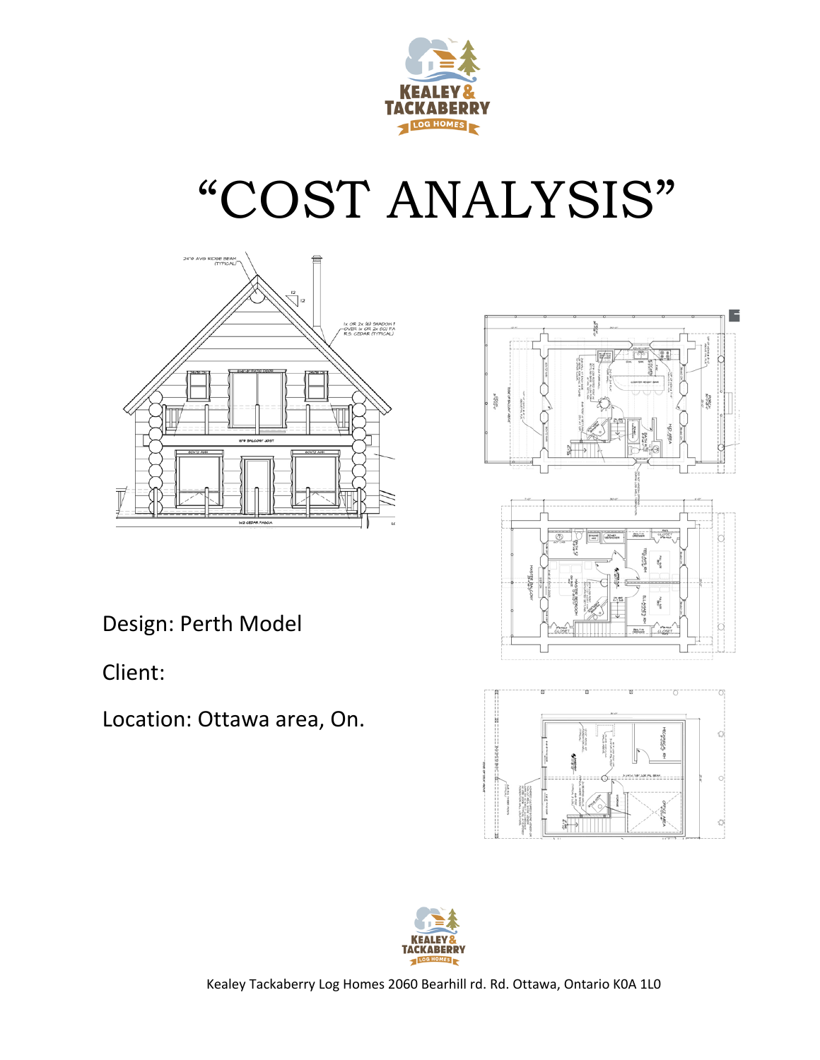KEALEY & TACKABERRY
LOG HOMES

# "COST ANALYSIS"

Design: Perth Model

Client:

Location: Ottawa area, On.

Kealey Tackaberry Log Homes 2060 Bearhill rd. Rd. Ottawa, Ontario K0A 1L0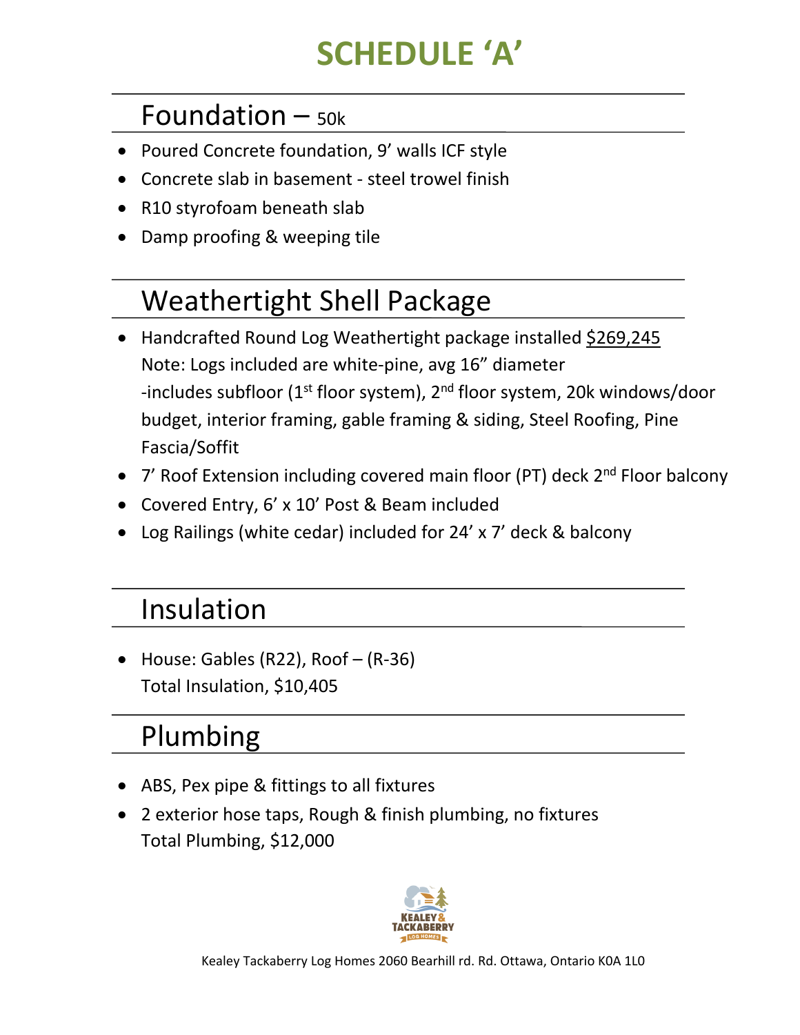# SCHEDULE 'A'

## Foundation – 50k

- Poured Concrete foundation, 9' walls ICF style
- Concrete slab in basement - steel trowel finish
- R10 styrofoam beneath slab
- Damp proofing & weeping tile

## Weathertight Shell Package

- Handcrafted Round Log Weathertight package installed $269,245
  Note: Logs included are white-pine, avg 16" diameter
  -includes subfloor (1st floor system), 2nd floor system, 20k windows/door budget, interior framing, gable framing & siding, Steel Roofing, Pine Fascia/Soffit
- 7' Roof Extension including covered main floor (PT) deck 2nd Floor balcony
- Covered Entry, 6' x 10' Post & Beam included
- Log Railings (white cedar) included for 24' x 7' deck & balcony

## Insulation

- House: Gables (R22), Roof – (R-36)
  Total Insulation, $10,405

## Plumbing

- ABS, Pex pipe & fittings to all fixtures
- 2 exterior hose taps, Rough & finish plumbing, no fixtures
  Total Plumbing, $12,000

Kealey Tackaberry Log Homes 2060 Bearhill rd. Rd. Ottawa, Ontario K0A 1L0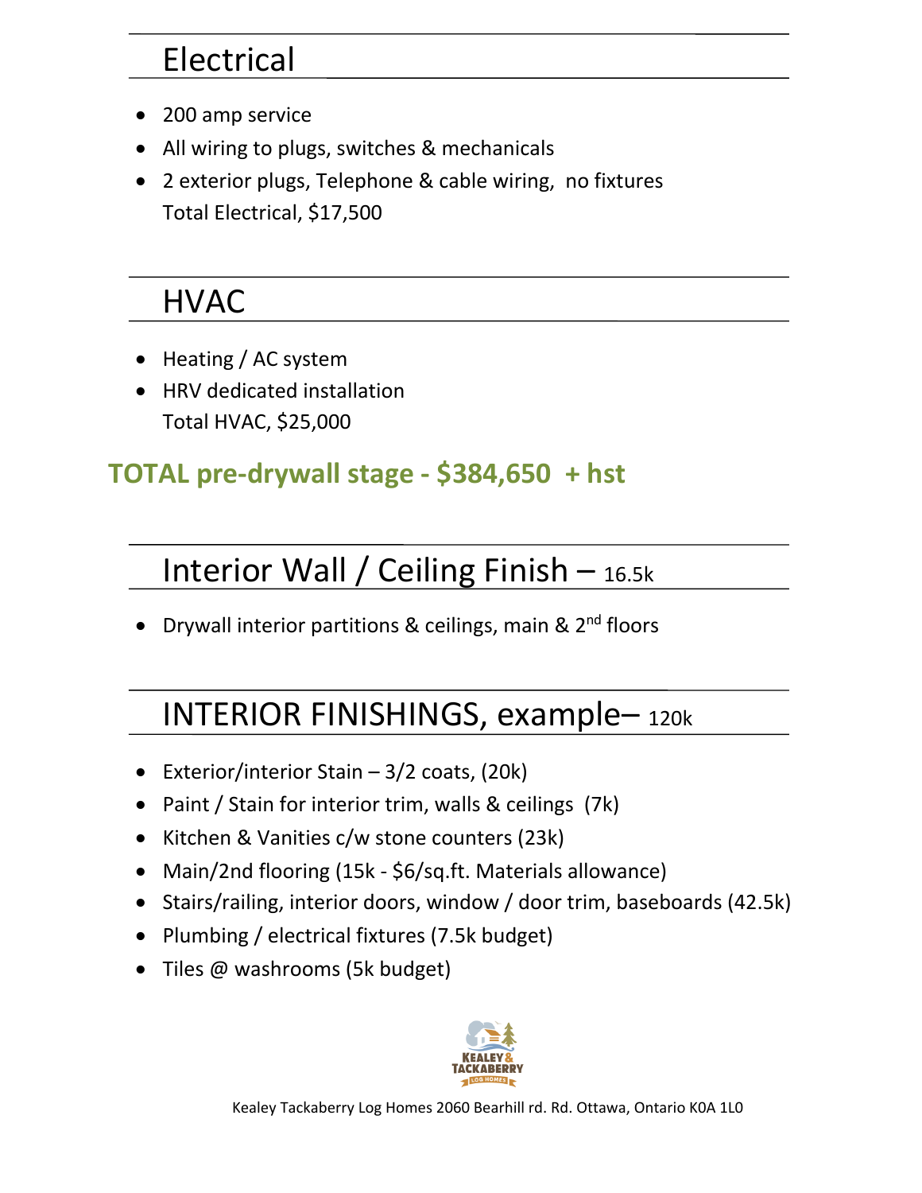## Electrical

- 200 amp service
- All wiring to plugs, switches & mechanicals
- 2 exterior plugs, Telephone & cable wiring, no fixtures
  Total Electrical, $17,500

## HVAC

- Heating / AC system
- HRV dedicated installation
  Total HVAC, $25,000

**TOTAL pre-drywall stage - $384,650 + hst**

## Interior Wall / Ceiling Finish – 16.5k

- Drywall interior partitions & ceilings, main & 2nd floors

## INTERIOR FINISHINGS, example– 120k

- Exterior/interior Stain – 3/2 coats, (20k)
- Paint / Stain for interior trim, walls & ceilings (7k)
- Kitchen & Vanities c/w stone counters (23k)
- Main/2nd flooring (15k - $6/sq.ft. Materials allowance)
- Stairs/railing, interior doors, window / door trim, baseboards (42.5k)
- Plumbing / electrical fixtures (7.5k budget)
- Tiles @ washrooms (5k budget)

KEALEY & TACKABERRY LOG HOMES

Kealey Tackaberry Log Homes 2060 Bearhill rd. Rd. Ottawa, Ontario K0A 1L0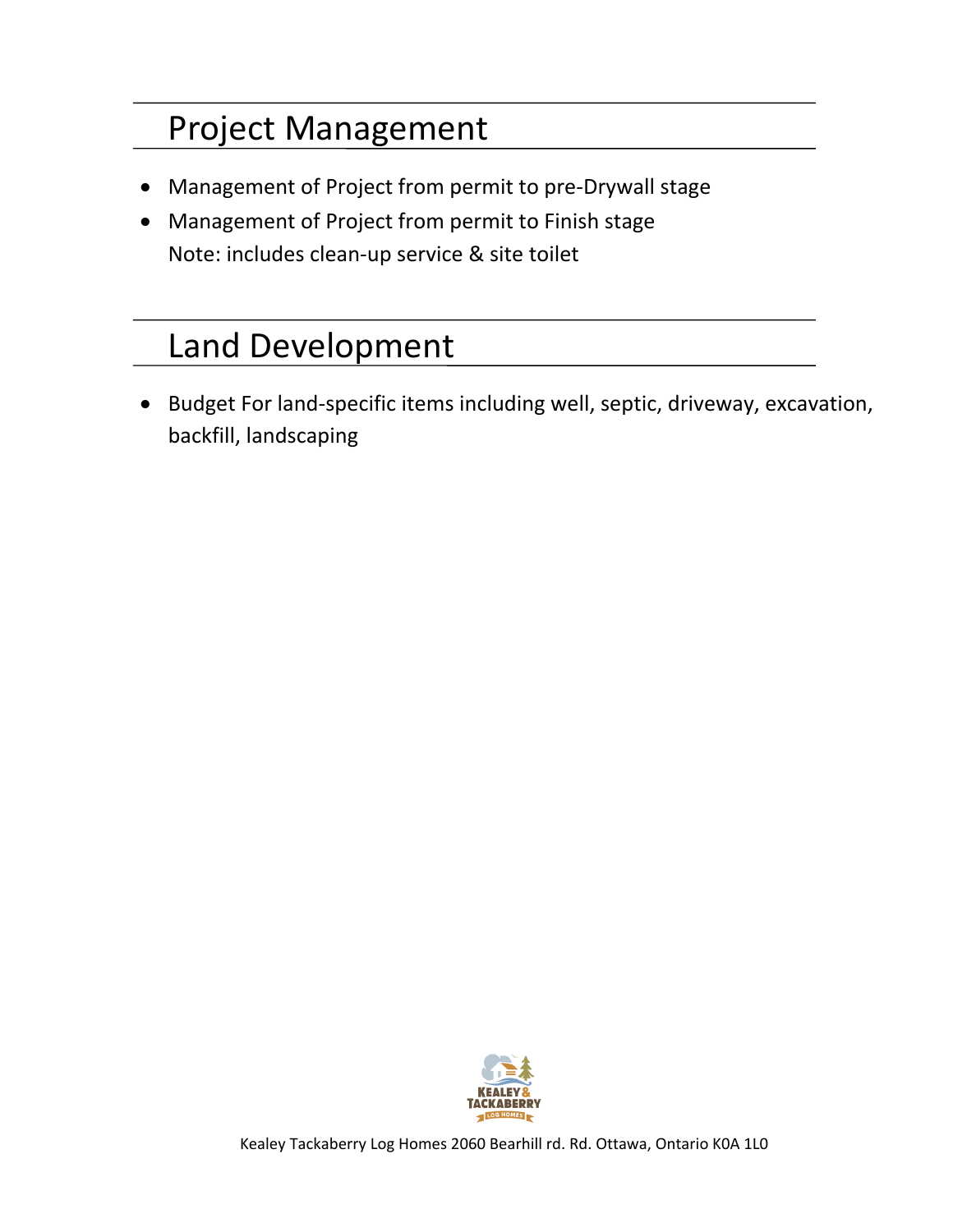# Project Management

- Management of Project from permit to pre-Drywall stage
- Management of Project from permit to Finish stage
  Note: includes clean-up service & site toilet

# Land Development

- Budget For land-specific items including well, septic, driveway, excavation, backfill, landscaping